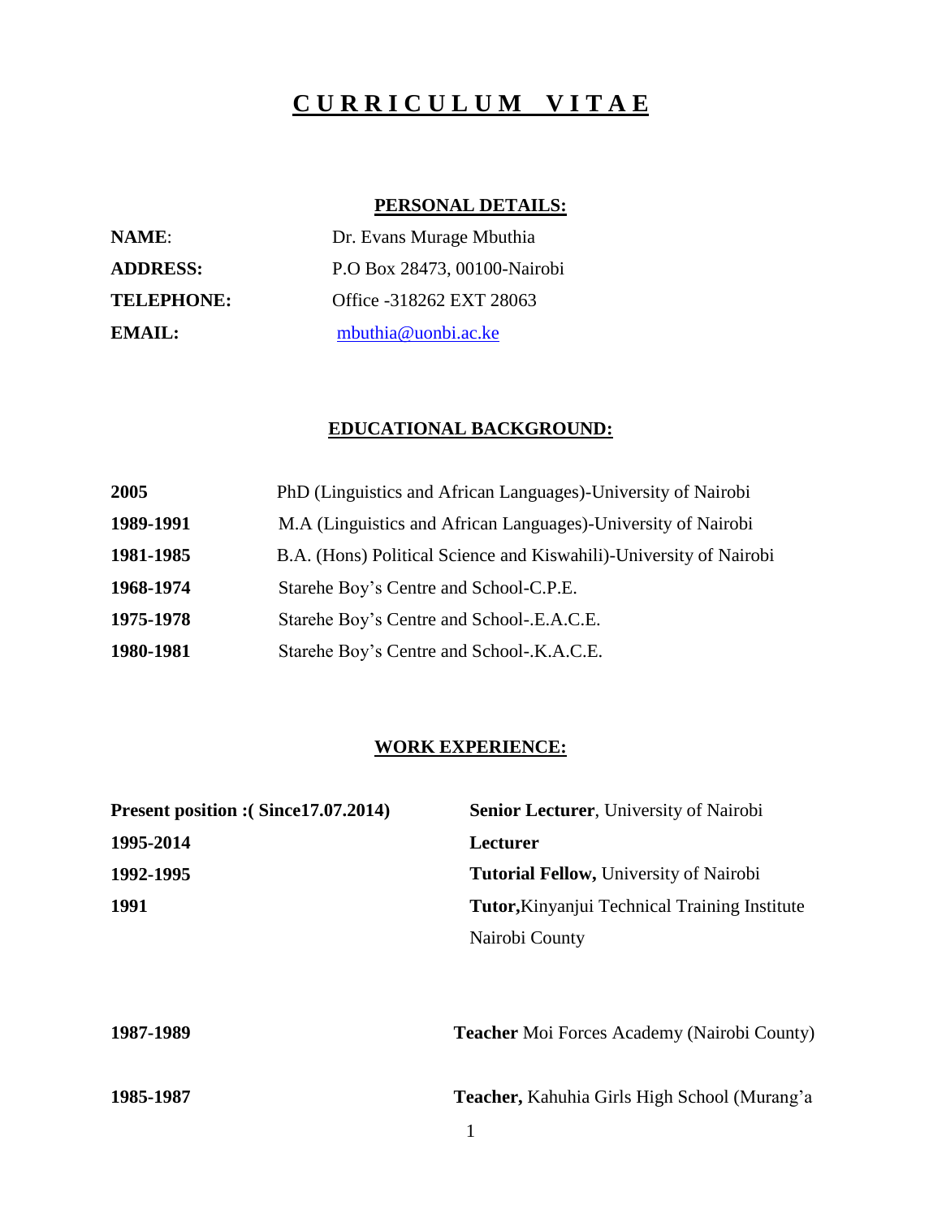# CURRICULUM VITAE

## PERSONAL DETAILS:

| | |
|---|---|
| **NAME**: | Dr. Evans Murage Mbuthia |
| **ADDRESS:** | P.O Box 28473, 00100-Nairobi |
| **TELEPHONE:** | Office -318262 EXT 28063 |
| **EMAIL:** | mbuthia@uonbi.ac.ke |

## EDUCATIONAL BACKGROUND:

| | |
|---|---|
| **2005** | PhD (Linguistics and African Languages)-University of Nairobi |
| **1989-1991** | M.A (Linguistics and African Languages)-University of Nairobi |
| **1981-1985** | B.A. (Hons) Political Science and Kiswahili)-University of Nairobi |
| **1968-1974** | Starehe Boy's Centre and School-C.P.E. |
| **1975-1978** | Starehe Boy's Centre and School-.E.A.C.E. |
| **1980-1981** | Starehe Boy's Centre and School-.K.A.C.E. |

## WORK EXPERIENCE:

| | |
|---|---|
| **Present position :( Since17.07.2014)** | **Senior Lecturer**, University of Nairobi |
| **1995-2014** | **Lecturer** |
| **1992-1995** | **Tutorial Fellow,** University of Nairobi |
| **1991** | **Tutor,**Kinyanjui Technical Training Institute Nairobi County |
| **1987-1989** | **Teacher** Moi Forces Academy (Nairobi County) |
| **1985-1987** | **Teacher,** Kahuhia Girls High School (Murang'a |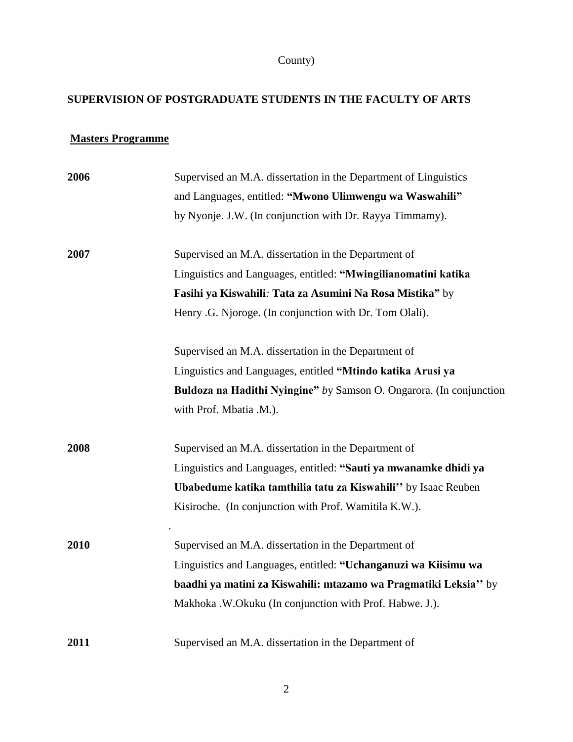County)

## SUPERVISION OF POSTGRADUATE STUDENTS IN THE FACULTY OF ARTS

### Masters Programme

**2006** Supervised an M.A. dissertation in the Department of Linguistics and Languages, entitled: **"Mwono Ulimwengu wa Waswahili"** by Nyonje. J.W. (In conjunction with Dr. Rayya Timmamy).

**2007** Supervised an M.A. dissertation in the Department of Linguistics and Languages, entitled: **"Mwingilianomatini katika Fasihi ya Kiswahili***:* **Tata za Asumini Na Rosa Mistika"** by Henry .G. Njoroge. (In conjunction with Dr. Tom Olali).

Supervised an M.A. dissertation in the Department of Linguistics and Languages, entitled **"Mtindo katika Arusi ya Buldoza na Hadithi Nyingine"** *b*y Samson O. Ongarora. (In conjunction with Prof. Mbatia .M.).

**2008** Supervised an M.A. dissertation in the Department of Linguistics and Languages, entitled: **"Sauti ya mwanamke dhidi ya Ubabedume katika tamthilia tatu za Kiswahili''** by Isaac Reuben Kisiroche. (In conjunction with Prof. Wamitila K.W.).

.

**2010** Supervised an M.A. dissertation in the Department of Linguistics and Languages, entitled: **"Uchanganuzi wa Kiisimu wa baadhi ya matini za Kiswahili: mtazamo wa Pragmatiki Leksia''** by Makhoka .W.Okuku (In conjunction with Prof. Habwe. J.).

**2011** Supervised an M.A. dissertation in the Department of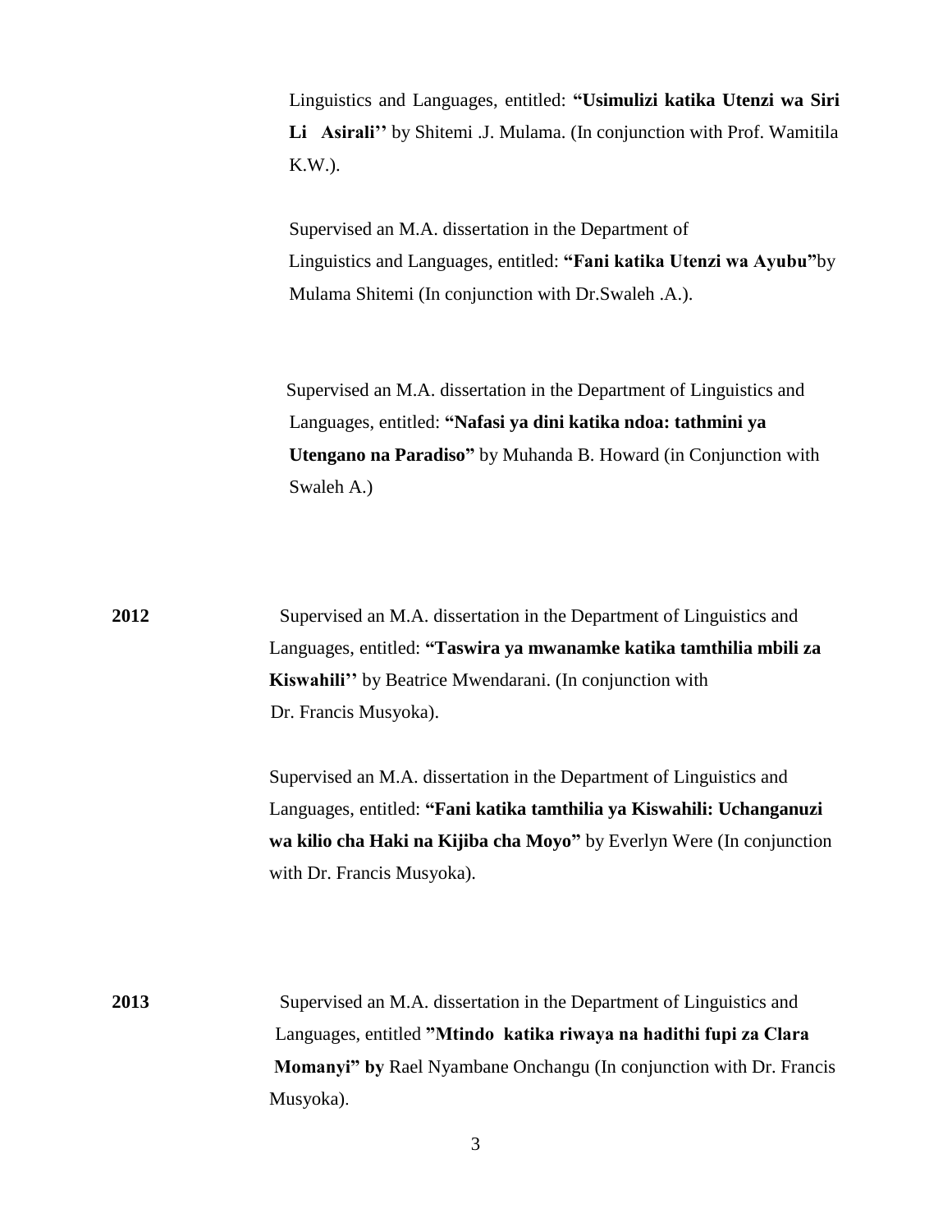Linguistics and Languages, entitled: **"Usimulizi katika Utenzi wa Siri Li Asirali''** by Shitemi .J. Mulama. (In conjunction with Prof. Wamitila K.W.).

Supervised an M.A. dissertation in the Department of Linguistics and Languages, entitled: **"Fani katika Utenzi wa Ayubu"**by Mulama Shitemi (In conjunction with Dr.Swaleh .A.).

Supervised an M.A. dissertation in the Department of Linguistics and Languages, entitled: **"Nafasi ya dini katika ndoa: tathmini ya Utengano na Paradiso"** by Muhanda B. Howard (in Conjunction with Swaleh A.)

**2012** Supervised an M.A. dissertation in the Department of Linguistics and Languages, entitled: **"Taswira ya mwanamke katika tamthilia mbili za Kiswahili''** by Beatrice Mwendarani. (In conjunction with Dr. Francis Musyoka).

Supervised an M.A. dissertation in the Department of Linguistics and Languages, entitled: **"Fani katika tamthilia ya Kiswahili: Uchanganuzi wa kilio cha Haki na Kijiba cha Moyo"** by Everlyn Were (In conjunction with Dr. Francis Musyoka).

**2013** Supervised an M.A. dissertation in the Department of Linguistics and Languages, entitled **"Mtindo katika riwaya na hadithi fupi za Clara Momanyi" by** Rael Nyambane Onchangu (In conjunction with Dr. Francis Musyoka).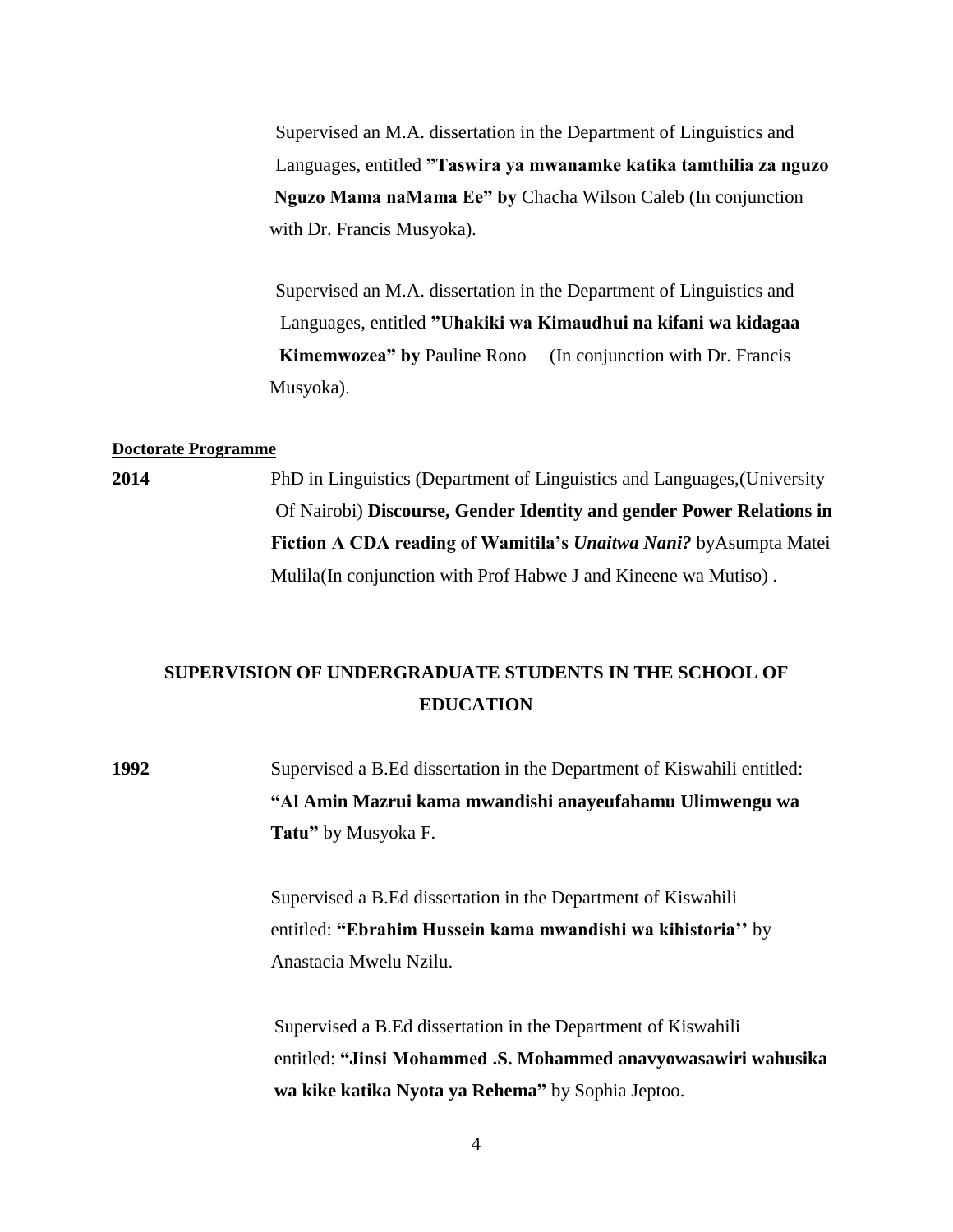Supervised an M.A. dissertation in the Department of Linguistics and Languages, entitled **"Taswira ya mwanamke katika tamthilia za nguzo Nguzo Mama naMama Ee" by** Chacha Wilson Caleb (In conjunction with Dr. Francis Musyoka).

Supervised an M.A. dissertation in the Department of Linguistics and Languages, entitled **"Uhakiki wa Kimaudhui na kifani wa kidagaa Kimemwozea" by** Pauline Rono (In conjunction with Dr. Francis Musyoka).

**Doctorate Programme**

**2014** PhD in Linguistics (Department of Linguistics and Languages,(University Of Nairobi) **Discourse, Gender Identity and gender Power Relations in Fiction A CDA reading of Wamitila's *Unaitwa Nani?*** byAsumpta Matei Mulila(In conjunction with Prof Habwe J and Kineene wa Mutiso) .

## SUPERVISION OF UNDERGRADUATE STUDENTS IN THE SCHOOL OF EDUCATION

**1992** Supervised a B.Ed dissertation in the Department of Kiswahili entitled: **"Al Amin Mazrui kama mwandishi anayeufahamu Ulimwengu wa Tatu"** by Musyoka F.

Supervised a B.Ed dissertation in the Department of Kiswahili entitled: **"Ebrahim Hussein kama mwandishi wa kihistoria''** by Anastacia Mwelu Nzilu.

Supervised a B.Ed dissertation in the Department of Kiswahili entitled: **"Jinsi Mohammed .S. Mohammed anavyowasawiri wahusika wa kike katika Nyota ya Rehema"** by Sophia Jeptoo.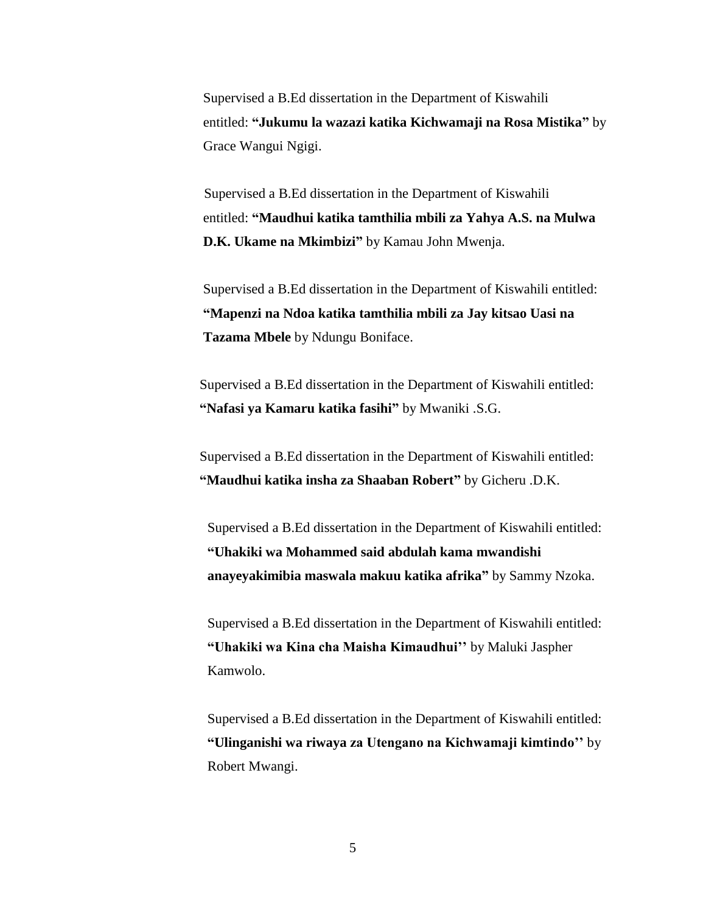Supervised a B.Ed dissertation in the Department of Kiswahili entitled: **“Jukumu la wazazi katika Kichwamaji na Rosa Mistika”** by Grace Wangui Ngigi.

Supervised a B.Ed dissertation in the Department of Kiswahili entitled: **“Maudhui katika tamthilia mbili za Yahya A.S. na Mulwa D.K. Ukame na Mkimbizi”** by Kamau John Mwenja.

Supervised a B.Ed dissertation in the Department of Kiswahili entitled: **“Mapenzi na Ndoa katika tamthilia mbili za Jay kitsao Uasi na Tazama Mbele** by Ndungu Boniface.

Supervised a B.Ed dissertation in the Department of Kiswahili entitled: **“Nafasi ya Kamaru katika fasihi”** by Mwaniki .S.G.

Supervised a B.Ed dissertation in the Department of Kiswahili entitled: **“Maudhui katika insha za Shaaban Robert”** by Gicheru .D.K.

Supervised a B.Ed dissertation in the Department of Kiswahili entitled: **“Uhakiki wa Mohammed said abdulah kama mwandishi anayeyakimibia maswala makuu katika afrika”** by Sammy Nzoka.

Supervised a B.Ed dissertation in the Department of Kiswahili entitled: **“Uhakiki wa Kina cha Maisha Kimaudhui’’** by Maluki Jaspher Kamwolo.

Supervised a B.Ed dissertation in the Department of Kiswahili entitled: **“Ulinganishi wa riwaya za Utengano na Kichwamaji kimtindo’’** by Robert Mwangi.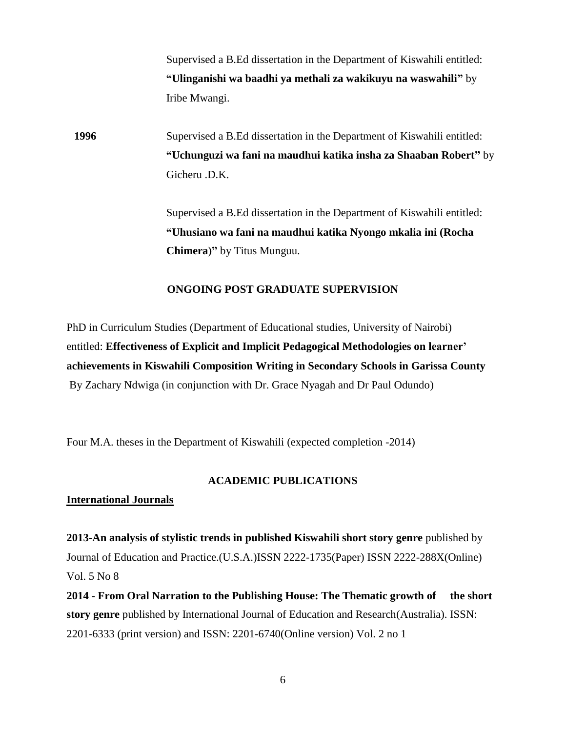Supervised a B.Ed dissertation in the Department of Kiswahili entitled: **"Ulinganishi wa baadhi ya methali za wakikuyu na waswahili"** by Iribe Mwangi.

**1996** Supervised a B.Ed dissertation in the Department of Kiswahili entitled: **"Uchunguzi wa fani na maudhui katika insha za Shaaban Robert"** by Gicheru .D.K.

Supervised a B.Ed dissertation in the Department of Kiswahili entitled: **"Uhusiano wa fani na maudhui katika Nyongo mkalia ini (Rocha Chimera)"** by Titus Munguu.

## ONGOING POST GRADUATE SUPERVISION

PhD in Curriculum Studies (Department of Educational studies, University of Nairobi) entitled: **Effectiveness of Explicit and Implicit Pedagogical Methodologies on learner' achievements in Kiswahili Composition Writing in Secondary Schools in Garissa County** By Zachary Ndwiga (in conjunction with Dr. Grace Nyagah and Dr Paul Odundo)

Four M.A. theses in the Department of Kiswahili (expected completion -2014)

## ACADEMIC PUBLICATIONS

### International Journals

**2013-An analysis of stylistic trends in published Kiswahili short story genre** published by Journal of Education and Practice.(U.S.A.)ISSN 2222-1735(Paper) ISSN 2222-288X(Online) Vol. 5 No 8

**2014 - From Oral Narration to the Publishing House: The Thematic growth of the short story genre** published by International Journal of Education and Research(Australia). ISSN: 2201-6333 (print version) and ISSN: 2201-6740(Online version) Vol. 2 no 1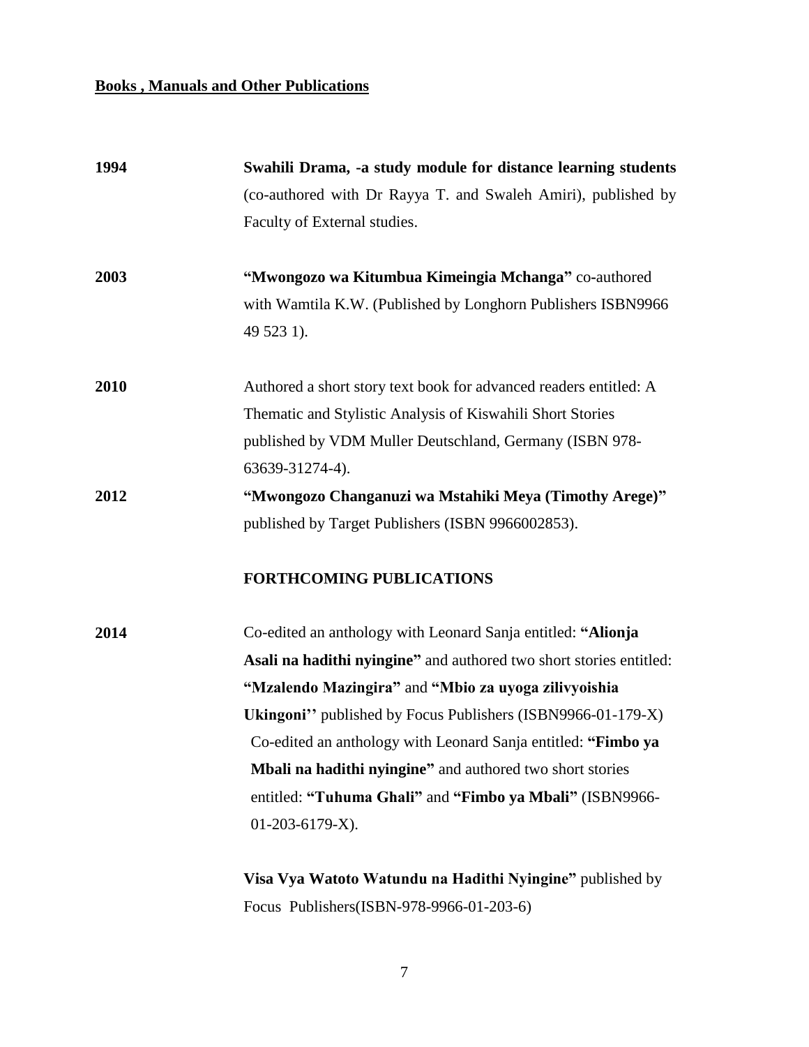**<u>Books , Manuals and Other Publications</u>**

**1994** **Swahili Drama, -a study module for distance learning students** (co-authored with Dr Rayya T. and Swaleh Amiri), published by Faculty of External studies.

**2003** **"Mwongozo wa Kitumbua Kimeingia Mchanga"** co-authored with Wamtila K.W. (Published by Longhorn Publishers ISBN9966 49 523 1).

**2010** Authored a short story text book for advanced readers entitled: A Thematic and Stylistic Analysis of Kiswahili Short Stories published by VDM Muller Deutschland, Germany (ISBN 978-63639-31274-4).

**2012** **"Mwongozo Changanuzi wa Mstahiki Meya (Timothy Arege)"** published by Target Publishers (ISBN 9966002853).

**FORTHCOMING PUBLICATIONS**

**2014** Co-edited an anthology with Leonard Sanja entitled: **"Alionja Asali na hadithi nyingine"** and authored two short stories entitled: **"Mzalendo Mazingira"** and **"Mbio za uyoga zilivyoishia Ukingoni''** published by Focus Publishers (ISBN9966-01-179-X)

Co-edited an anthology with Leonard Sanja entitled: **"Fimbo ya Mbali na hadithi nyingine"** and authored two short stories entitled: **"Tuhuma Ghali"** and **"Fimbo ya Mbali"** (ISBN9966-01-203-6179-X).

**Visa Vya Watoto Watundu na Hadithi Nyingine"** published by Focus Publishers(ISBN-978-9966-01-203-6)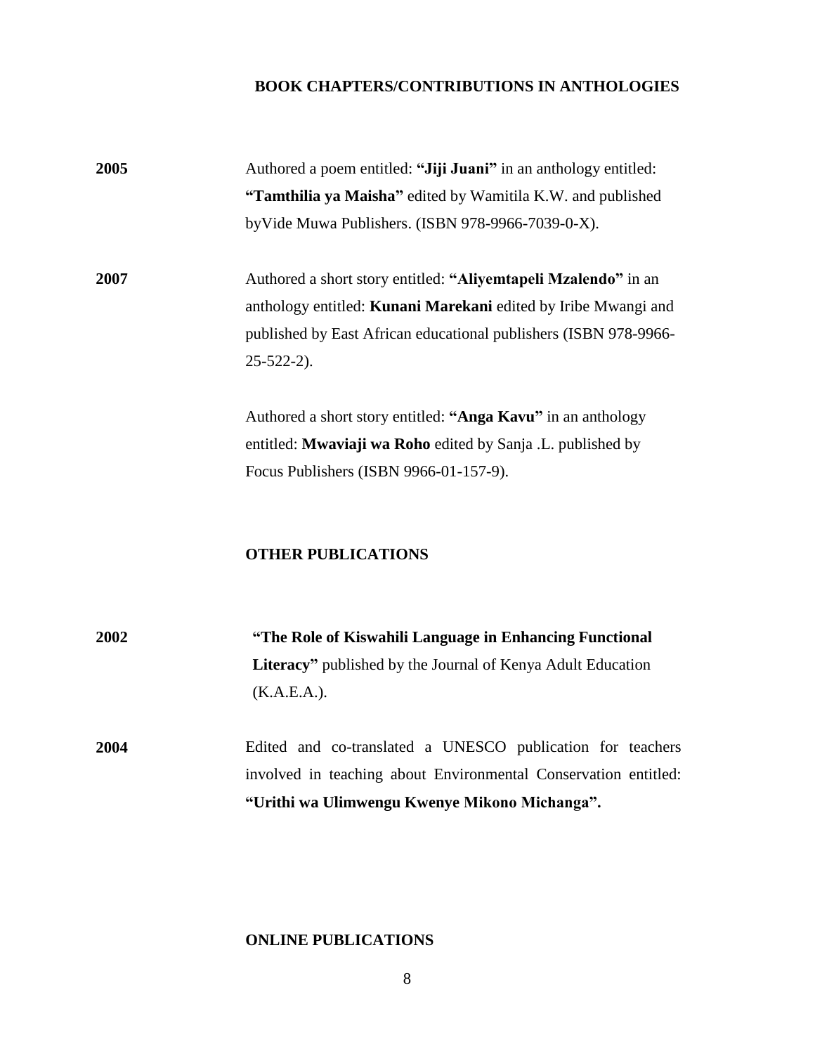## BOOK CHAPTERS/CONTRIBUTIONS IN ANTHOLOGIES

**2005** Authored a poem entitled: **"Jiji Juani"** in an anthology entitled: **"Tamthilia ya Maisha"** edited by Wamitila K.W. and published byVide Muwa Publishers. (ISBN 978-9966-7039-0-X).

**2007** Authored a short story entitled: **"Aliyemtapeli Mzalendo"** in an anthology entitled: **Kunani Marekani** edited by Iribe Mwangi and published by East African educational publishers (ISBN 978-9966-25-522-2).

Authored a short story entitled: **"Anga Kavu"** in an anthology entitled: **Mwaviaji wa Roho** edited by Sanja .L. published by Focus Publishers (ISBN 9966-01-157-9).

## OTHER PUBLICATIONS

**2002** **"The Role of Kiswahili Language in Enhancing Functional Literacy"** published by the Journal of Kenya Adult Education (K.A.E.A.).

**2004** Edited and co-translated a UNESCO publication for teachers involved in teaching about Environmental Conservation entitled: **"Urithi wa Ulimwengu Kwenye Mikono Michanga".**

## ONLINE PUBLICATIONS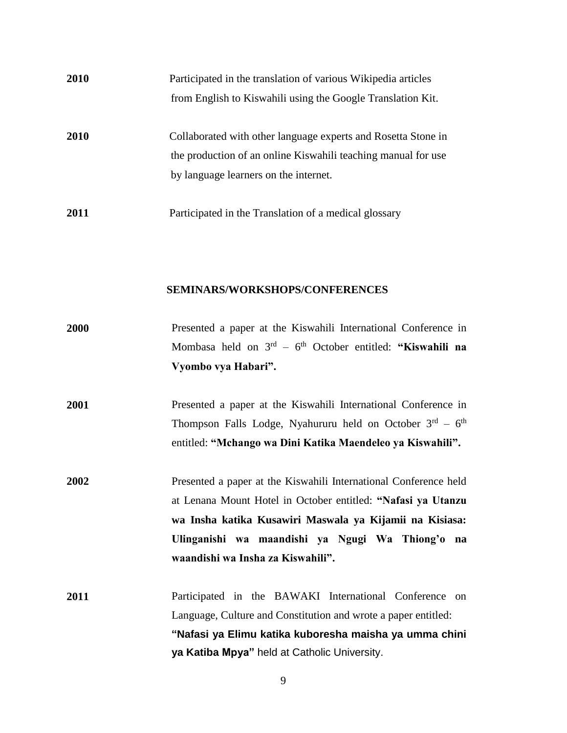**2010** Participated in the translation of various Wikipedia articles from English to Kiswahili using the Google Translation Kit.

**2010** Collaborated with other language experts and Rosetta Stone in the production of an online Kiswahili teaching manual for use by language learners on the internet.

**2011** Participated in the Translation of a medical glossary

## SEMINARS/WORKSHOPS/CONFERENCES

**2000** Presented a paper at the Kiswahili International Conference in Mombasa held on 3rd – 6th October entitled: **"Kiswahili na Vyombo vya Habari".**

**2001** Presented a paper at the Kiswahili International Conference in Thompson Falls Lodge, Nyahururu held on October 3rd – 6th entitled: **"Mchango wa Dini Katika Maendeleo ya Kiswahili".**

**2002** Presented a paper at the Kiswahili International Conference held at Lenana Mount Hotel in October entitled: **"Nafasi ya Utanzu wa Insha katika Kusawiri Maswala ya Kijamii na Kisiasa: Ulinganishi wa maandishi ya Ngugi Wa Thiong'o na waandishi wa Insha za Kiswahili".**

**2011** Participated in the BAWAKI International Conference on Language, Culture and Constitution and wrote a paper entitled: **"Nafasi ya Elimu katika kuboresha maisha ya umma chini ya Katiba Mpya"** held at Catholic University.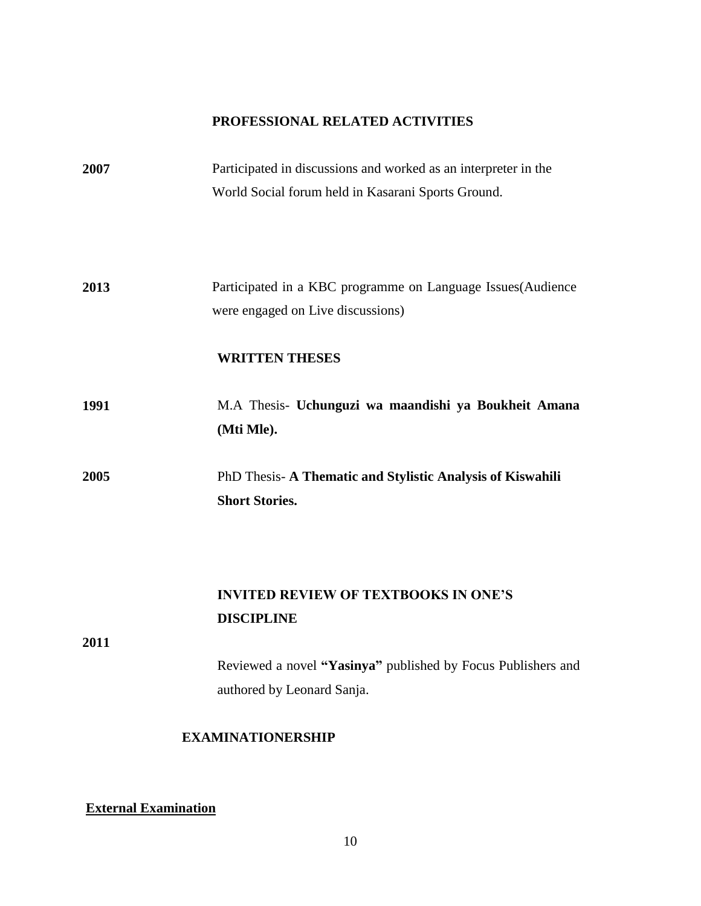## PROFESSIONAL RELATED ACTIVITIES

**2007** Participated in discussions and worked as an interpreter in the World Social forum held in Kasarani Sports Ground.

**2013** Participated in a KBC programme on Language Issues(Audience were engaged on Live discussions)

## WRITTEN THESES

**1991** M.A Thesis- **Uchunguzi wa maandishi ya Boukheit Amana (Mti Mle).**

**2005** PhD Thesis- **A Thematic and Stylistic Analysis of Kiswahili Short Stories.**

## INVITED REVIEW OF TEXTBOOKS IN ONE'S DISCIPLINE

**2011** Reviewed a novel **"Yasinya"** published by Focus Publishers and authored by Leonard Sanja.

## EXAMINATIONERSHIP

**External Examination**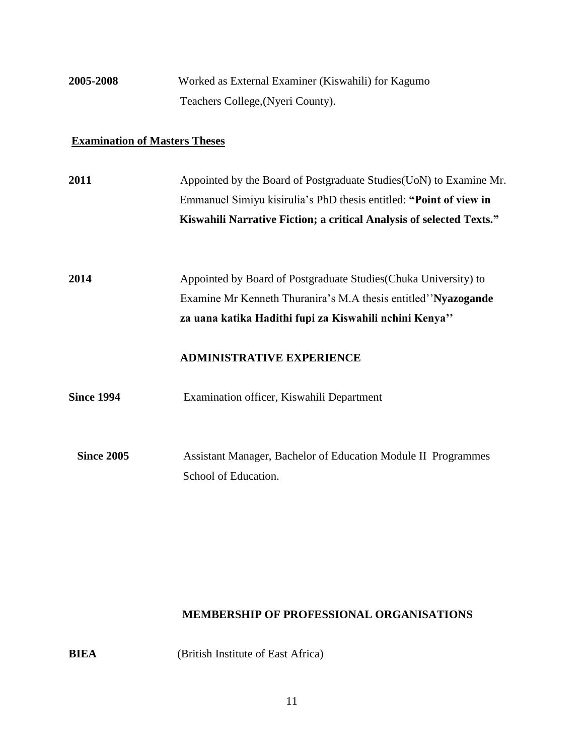**2005-2008** Worked as External Examiner (Kiswahili) for Kagumo Teachers College,(Nyeri County).

**Examination of Masters Theses**

**2011** Appointed by the Board of Postgraduate Studies(UoN) to Examine Mr. Emmanuel Simiyu kisirulia's PhD thesis entitled: **"Point of view in Kiswahili Narrative Fiction; a critical Analysis of selected Texts."**

**2014** Appointed by Board of Postgraduate Studies(Chuka University) to Examine Mr Kenneth Thuranira's M.A thesis entitled''**Nyazogande za uana katika Hadithi fupi za Kiswahili nchini Kenya''**

## ADMINISTRATIVE EXPERIENCE

**Since 1994** Examination officer, Kiswahili Department

**Since 2005** Assistant Manager, Bachelor of Education Module II Programmes School of Education.

## MEMBERSHIP OF PROFESSIONAL ORGANISATIONS

**BIEA** (British Institute of East Africa)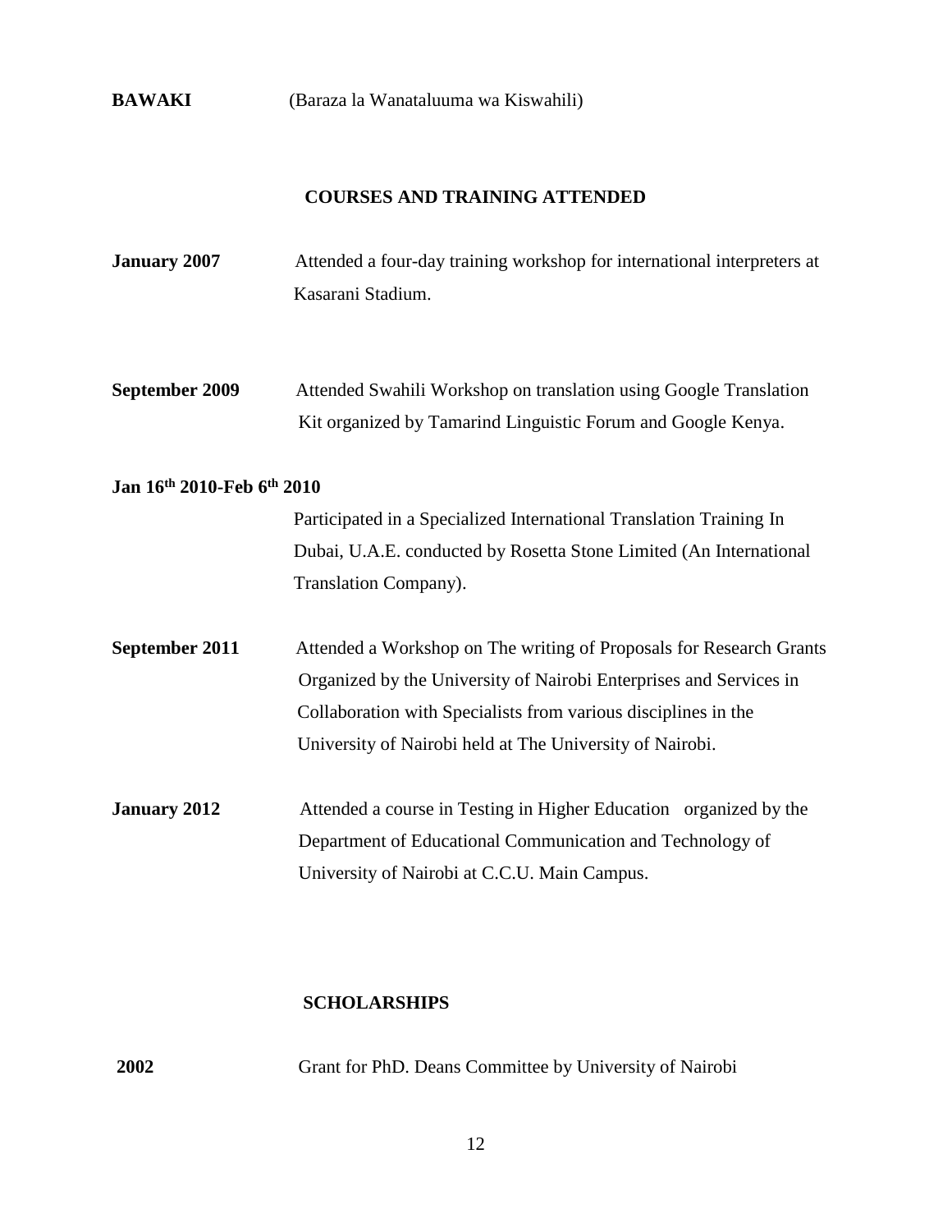**BAWAKI** (Baraza la Wanataluuma wa Kiswahili)

## COURSES AND TRAINING ATTENDED

**January 2007** Attended a four-day training workshop for international interpreters at Kasarani Stadium.

**September 2009** Attended Swahili Workshop on translation using Google Translation Kit organized by Tamarind Linguistic Forum and Google Kenya.

**Jan 16th 2010-Feb 6th 2010**

Participated in a Specialized International Translation Training In Dubai, U.A.E. conducted by Rosetta Stone Limited (An International Translation Company).

**September 2011** Attended a Workshop on The writing of Proposals for Research Grants Organized by the University of Nairobi Enterprises and Services in Collaboration with Specialists from various disciplines in the University of Nairobi held at The University of Nairobi.

**January 2012** Attended a course in Testing in Higher Education organized by the Department of Educational Communication and Technology of University of Nairobi at C.C.U. Main Campus.

## SCHOLARSHIPS

**2002** Grant for PhD. Deans Committee by University of Nairobi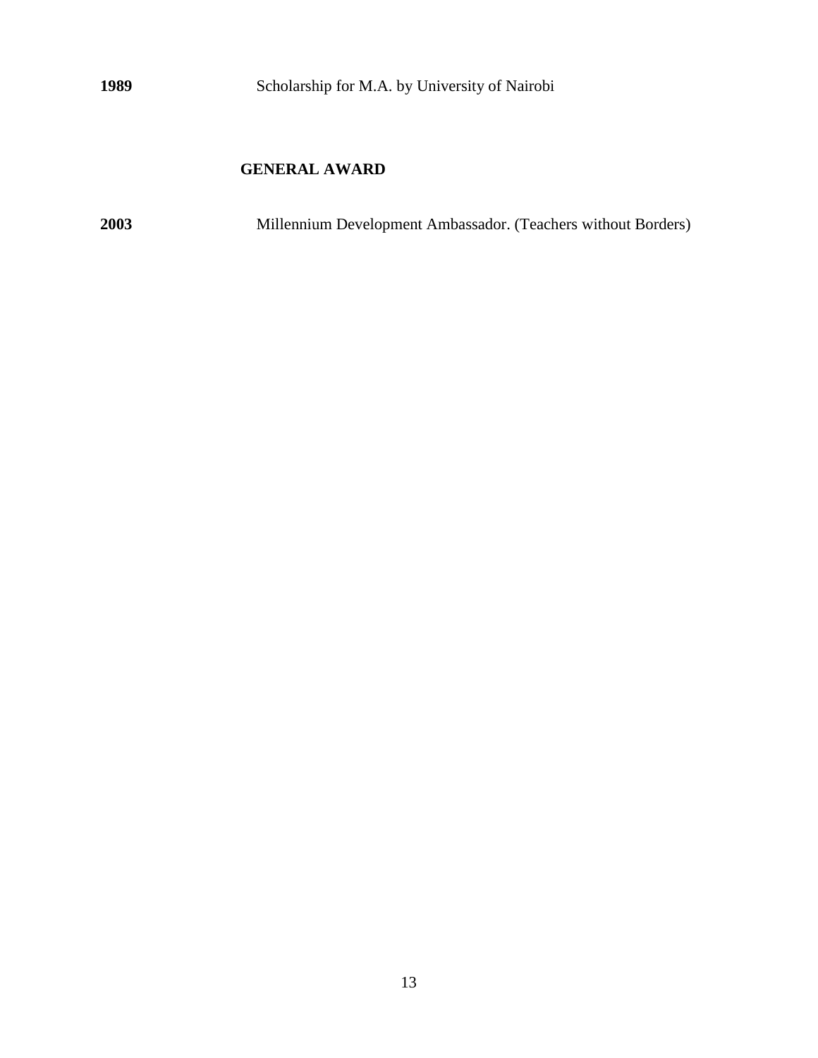**1989** Scholarship for M.A. by University of Nairobi

**GENERAL AWARD**

**2003** Millennium Development Ambassador. (Teachers without Borders)